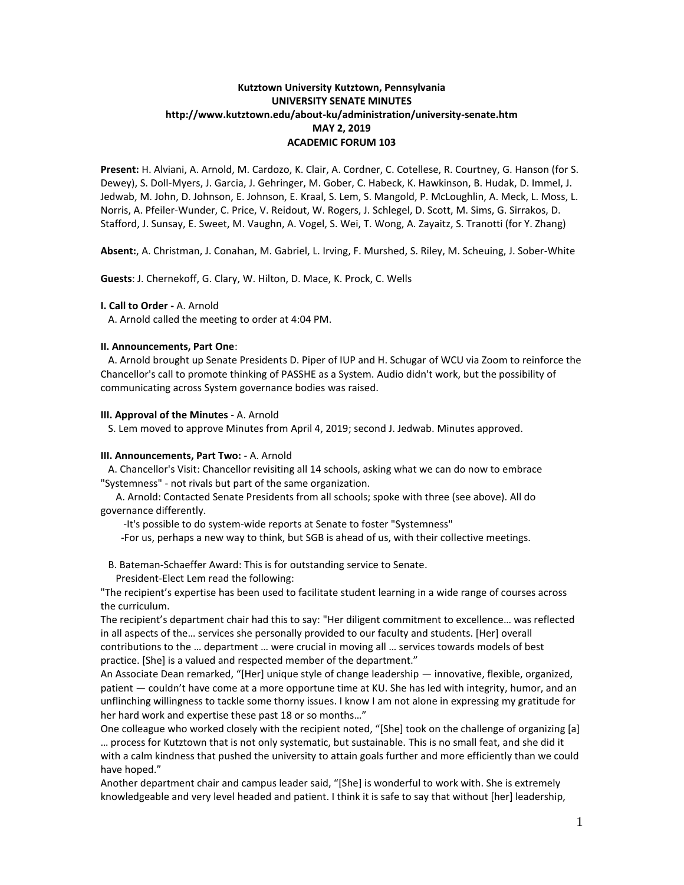**Kutztown University Kutztown, Pennsylvania**
**UNIVERSITY SENATE MINUTES**
**http://www.kutztown.edu/about-ku/administration/university-senate.htm**
**MAY 2, 2019**
**ACADEMIC FORUM 103**

**Present:** H. Alviani, A. Arnold, M. Cardozo, K. Clair, A. Cordner, C. Cotellese, R. Courtney, G. Hanson (for S. Dewey), S. Doll-Myers, J. Garcia, J. Gehringer, M. Gober, C. Habeck, K. Hawkinson, B. Hudak, D. Immel, J. Jedwab, M. John, D. Johnson, E. Johnson, E. Kraal, S. Lem, S. Mangold, P. McLoughlin, A. Meck, L. Moss, L. Norris, A. Pfeiler-Wunder, C. Price, V. Reidout, W. Rogers, J. Schlegel, D. Scott, M. Sims, G. Sirrakos, D. Stafford, J. Sunsay, E. Sweet, M. Vaughn, A. Vogel, S. Wei, T. Wong, A. Zayaitz, S. Tranotti (for Y. Zhang)

**Absent:**, A. Christman, J. Conahan, M. Gabriel, L. Irving, F. Murshed, S. Riley, M. Scheuing, J. Sober-White

**Guests**: J. Chernekoff, G. Clary, W. Hilton, D. Mace, K. Prock, C. Wells

**I. Call to Order -** A. Arnold

A. Arnold called the meeting to order at 4:04 PM.

**II. Announcements, Part One**:

A. Arnold brought up Senate Presidents D. Piper of IUP and H. Schugar of WCU via Zoom to reinforce the Chancellor's call to promote thinking of PASSHE as a System. Audio didn't work, but the possibility of communicating across System governance bodies was raised.

**III. Approval of the Minutes** - A. Arnold

S. Lem moved to approve Minutes from April 4, 2019; second J. Jedwab. Minutes approved.

**III. Announcements, Part Two:** - A. Arnold

A. Chancellor's Visit: Chancellor revisiting all 14 schools, asking what we can do now to embrace "Systemness" - not rivals but part of the same organization.

A. Arnold: Contacted Senate Presidents from all schools; spoke with three (see above). All do governance differently.

-It's possible to do system-wide reports at Senate to foster "Systemness"

-For us, perhaps a new way to think, but SGB is ahead of us, with their collective meetings.

B. Bateman-Schaeffer Award: This is for outstanding service to Senate.

President-Elect Lem read the following:

"The recipient's expertise has been used to facilitate student learning in a wide range of courses across the curriculum.

The recipient's department chair had this to say: "Her diligent commitment to excellence… was reflected in all aspects of the… services she personally provided to our faculty and students. [Her] overall contributions to the … department … were crucial in moving all … services towards models of best practice. [She] is a valued and respected member of the department."

An Associate Dean remarked, "[Her] unique style of change leadership — innovative, flexible, organized, patient — couldn't have come at a more opportune time at KU. She has led with integrity, humor, and an unflinching willingness to tackle some thorny issues. I know I am not alone in expressing my gratitude for her hard work and expertise these past 18 or so months…"

One colleague who worked closely with the recipient noted, "[She] took on the challenge of organizing [a] … process for Kutztown that is not only systematic, but sustainable. This is no small feat, and she did it with a calm kindness that pushed the university to attain goals further and more efficiently than we could have hoped."

Another department chair and campus leader said, "[She] is wonderful to work with. She is extremely knowledgeable and very level headed and patient. I think it is safe to say that without [her] leadership,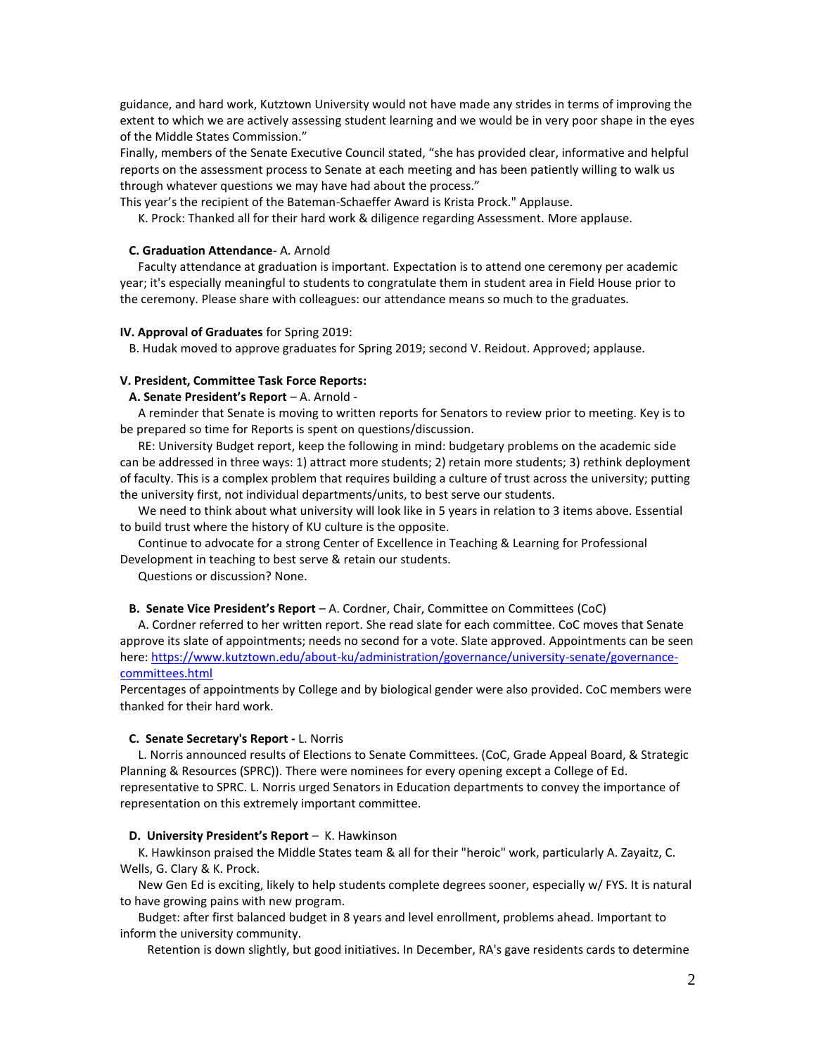guidance, and hard work, Kutztown University would not have made any strides in terms of improving the extent to which we are actively assessing student learning and we would be in very poor shape in the eyes of the Middle States Commission."

Finally, members of the Senate Executive Council stated, "she has provided clear, informative and helpful reports on the assessment process to Senate at each meeting and has been patiently willing to walk us through whatever questions we may have had about the process."

This year's the recipient of the Bateman-Schaeffer Award is Krista Prock." Applause.

K. Prock: Thanked all for their hard work & diligence regarding Assessment. More applause.

**C. Graduation Attendance**- A. Arnold

Faculty attendance at graduation is important. Expectation is to attend one ceremony per academic year; it's especially meaningful to students to congratulate them in student area in Field House prior to the ceremony. Please share with colleagues: our attendance means so much to the graduates.

**IV. Approval of Graduates** for Spring 2019:

B. Hudak moved to approve graduates for Spring 2019; second V. Reidout. Approved; applause.

**V. President, Committee Task Force Reports:**

**A. Senate President's Report** – A. Arnold -

A reminder that Senate is moving to written reports for Senators to review prior to meeting. Key is to be prepared so time for Reports is spent on questions/discussion.

RE: University Budget report, keep the following in mind: budgetary problems on the academic side can be addressed in three ways: 1) attract more students; 2) retain more students; 3) rethink deployment of faculty. This is a complex problem that requires building a culture of trust across the university; putting the university first, not individual departments/units, to best serve our students.

We need to think about what university will look like in 5 years in relation to 3 items above. Essential to build trust where the history of KU culture is the opposite.

Continue to advocate for a strong Center of Excellence in Teaching & Learning for Professional Development in teaching to best serve & retain our students.

Questions or discussion? None.

**B. Senate Vice President's Report** – A. Cordner, Chair, Committee on Committees (CoC)

A. Cordner referred to her written report. She read slate for each committee. CoC moves that Senate approve its slate of appointments; needs no second for a vote. Slate approved. Appointments can be seen here: https://www.kutztown.edu/about-ku/administration/governance/university-senate/governance-committees.html

Percentages of appointments by College and by biological gender were also provided. CoC members were thanked for their hard work.

**C. Senate Secretary's Report -** L. Norris

L. Norris announced results of Elections to Senate Committees. (CoC, Grade Appeal Board, & Strategic Planning & Resources (SPRC)). There were nominees for every opening except a College of Ed. representative to SPRC. L. Norris urged Senators in Education departments to convey the importance of representation on this extremely important committee.

**D. University President's Report** – K. Hawkinson

K. Hawkinson praised the Middle States team & all for their "heroic" work, particularly A. Zayaitz, C. Wells, G. Clary & K. Prock.

New Gen Ed is exciting, likely to help students complete degrees sooner, especially w/ FYS. It is natural to have growing pains with new program.

Budget: after first balanced budget in 8 years and level enrollment, problems ahead. Important to inform the university community.

Retention is down slightly, but good initiatives. In December, RA's gave residents cards to determine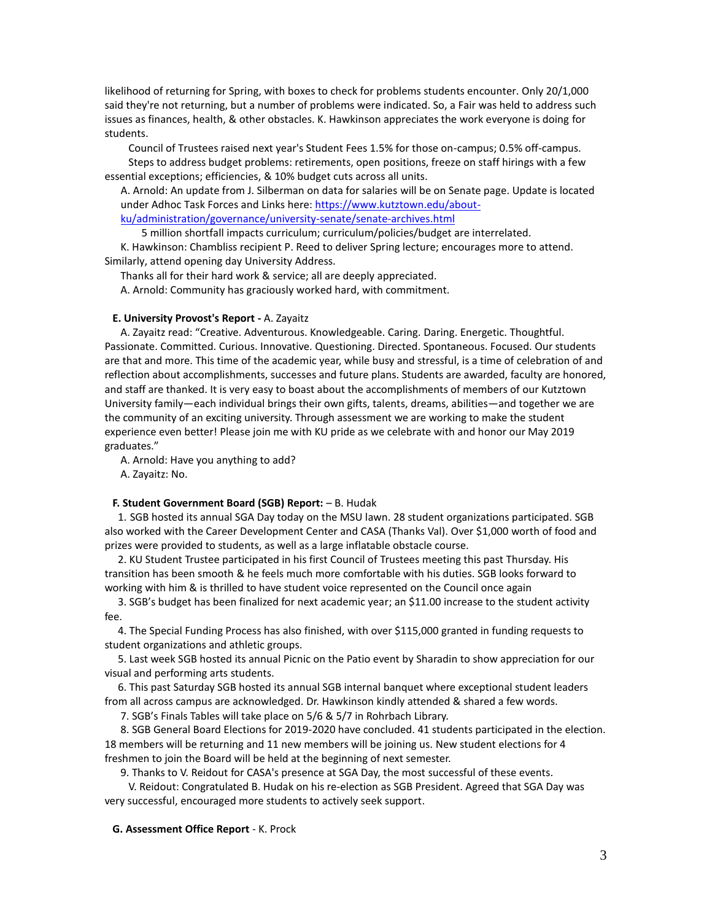likelihood of returning for Spring, with boxes to check for problems students encounter. Only 20/1,000 said they're not returning, but a number of problems were indicated. So, a Fair was held to address such issues as finances, health, & other obstacles. K. Hawkinson appreciates the work everyone is doing for students.

Council of Trustees raised next year's Student Fees 1.5% for those on-campus; 0.5% off-campus.

Steps to address budget problems: retirements, open positions, freeze on staff hirings with a few essential exceptions; efficiencies, & 10% budget cuts across all units.

A. Arnold: An update from J. Silberman on data for salaries will be on Senate page. Update is located under Adhoc Task Forces and Links here: [https://www.kutztown.edu/about-ku/administration/governance/university-senate/senate-archives.html](https://www.kutztown.edu/about-ku/administration/governance/university-senate/senate-archives.html)

5 million shortfall impacts curriculum; curriculum/policies/budget are interrelated.

K. Hawkinson: Chambliss recipient P. Reed to deliver Spring lecture; encourages more to attend. Similarly, attend opening day University Address.

Thanks all for their hard work & service; all are deeply appreciated.

A. Arnold: Community has graciously worked hard, with commitment.

**E. University Provost's Report -** A. Zayaitz

A. Zayaitz read: "Creative. Adventurous. Knowledgeable. Caring. Daring. Energetic. Thoughtful. Passionate. Committed. Curious. Innovative. Questioning. Directed. Spontaneous. Focused. Our students are that and more. This time of the academic year, while busy and stressful, is a time of celebration of and reflection about accomplishments, successes and future plans. Students are awarded, faculty are honored, and staff are thanked. It is very easy to boast about the accomplishments of members of our Kutztown University family—each individual brings their own gifts, talents, dreams, abilities—and together we are the community of an exciting university. Through assessment we are working to make the student experience even better! Please join me with KU pride as we celebrate with and honor our May 2019 graduates."

A. Arnold: Have you anything to add?

A. Zayaitz: No.

**F. Student Government Board (SGB) Report:** – B. Hudak

1. SGB hosted its annual SGA Day today on the MSU lawn. 28 student organizations participated. SGB also worked with the Career Development Center and CASA (Thanks Val). Over $1,000 worth of food and prizes were provided to students, as well as a large inflatable obstacle course.

2. KU Student Trustee participated in his first Council of Trustees meeting this past Thursday. His transition has been smooth & he feels much more comfortable with his duties. SGB looks forward to working with him & is thrilled to have student voice represented on the Council once again

3. SGB's budget has been finalized for next academic year; an $11.00 increase to the student activity fee.

4. The Special Funding Process has also finished, with over $115,000 granted in funding requests to student organizations and athletic groups.

5. Last week SGB hosted its annual Picnic on the Patio event by Sharadin to show appreciation for our visual and performing arts students.

6. This past Saturday SGB hosted its annual SGB internal banquet where exceptional student leaders from all across campus are acknowledged. Dr. Hawkinson kindly attended & shared a few words.

7. SGB's Finals Tables will take place on 5/6 & 5/7 in Rohrbach Library.

8. SGB General Board Elections for 2019-2020 have concluded. 41 students participated in the election. 18 members will be returning and 11 new members will be joining us. New student elections for 4 freshmen to join the Board will be held at the beginning of next semester.

9. Thanks to V. Reidout for CASA's presence at SGA Day, the most successful of these events.

V. Reidout: Congratulated B. Hudak on his re-election as SGB President. Agreed that SGA Day was very successful, encouraged more students to actively seek support.

**G. Assessment Office Report** - K. Prock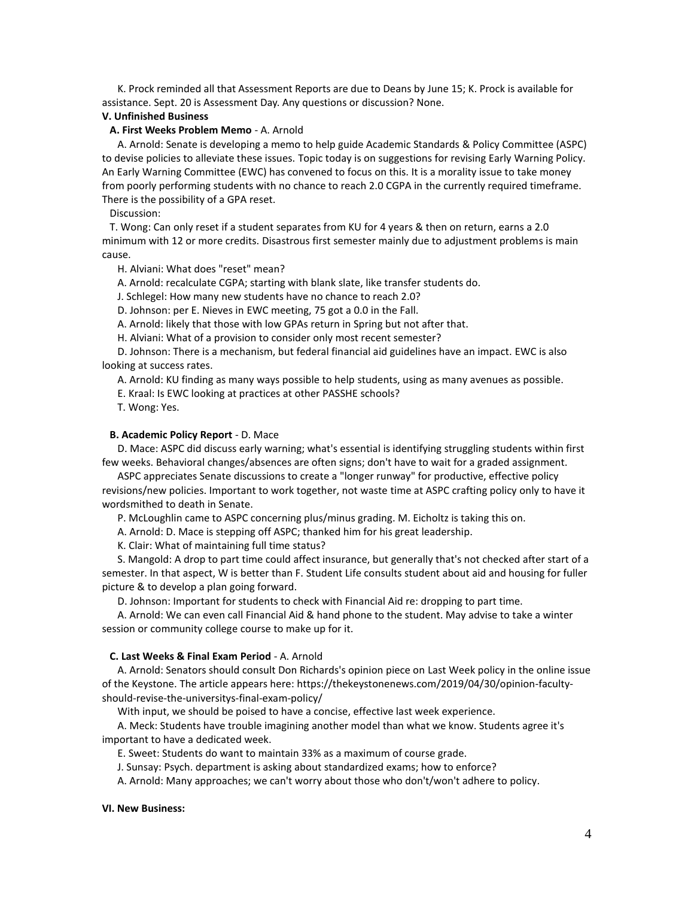K. Prock reminded all that Assessment Reports are due to Deans by June 15; K. Prock is available for assistance. Sept. 20 is Assessment Day. Any questions or discussion? None.

**V. Unfinished Business**

**A. First Weeks Problem Memo** - A. Arnold

A. Arnold: Senate is developing a memo to help guide Academic Standards & Policy Committee (ASPC) to devise policies to alleviate these issues. Topic today is on suggestions for revising Early Warning Policy. An Early Warning Committee (EWC) has convened to focus on this. It is a morality issue to take money from poorly performing students with no chance to reach 2.0 CGPA in the currently required timeframe. There is the possibility of a GPA reset.

Discussion:

T. Wong: Can only reset if a student separates from KU for 4 years & then on return, earns a 2.0 minimum with 12 or more credits. Disastrous first semester mainly due to adjustment problems is main cause.

H. Alviani: What does "reset" mean?

A. Arnold: recalculate CGPA; starting with blank slate, like transfer students do.

J. Schlegel: How many new students have no chance to reach 2.0?

D. Johnson: per E. Nieves in EWC meeting, 75 got a 0.0 in the Fall.

A. Arnold: likely that those with low GPAs return in Spring but not after that.

H. Alviani: What of a provision to consider only most recent semester?

D. Johnson: There is a mechanism, but federal financial aid guidelines have an impact. EWC is also looking at success rates.

A. Arnold: KU finding as many ways possible to help students, using as many avenues as possible.

E. Kraal: Is EWC looking at practices at other PASSHE schools?

T. Wong: Yes.

**B. Academic Policy Report** - D. Mace

D. Mace: ASPC did discuss early warning; what's essential is identifying struggling students within first few weeks. Behavioral changes/absences are often signs; don't have to wait for a graded assignment.

ASPC appreciates Senate discussions to create a "longer runway" for productive, effective policy revisions/new policies. Important to work together, not waste time at ASPC crafting policy only to have it wordsmithed to death in Senate.

P. McLoughlin came to ASPC concerning plus/minus grading. M. Eicholtz is taking this on.

A. Arnold: D. Mace is stepping off ASPC; thanked him for his great leadership.

K. Clair: What of maintaining full time status?

S. Mangold: A drop to part time could affect insurance, but generally that's not checked after start of a semester. In that aspect, W is better than F. Student Life consults student about aid and housing for fuller picture & to develop a plan going forward.

D. Johnson: Important for students to check with Financial Aid re: dropping to part time.

A. Arnold: We can even call Financial Aid & hand phone to the student. May advise to take a winter session or community college course to make up for it.

**C. Last Weeks & Final Exam Period** - A. Arnold

A. Arnold: Senators should consult Don Richards's opinion piece on Last Week policy in the online issue of the Keystone. The article appears here: https://thekeystonenews.com/2019/04/30/opinion-faculty-should-revise-the-universitys-final-exam-policy/

With input, we should be poised to have a concise, effective last week experience.

A. Meck: Students have trouble imagining another model than what we know. Students agree it's important to have a dedicated week.

E. Sweet: Students do want to maintain 33% as a maximum of course grade.

J. Sunsay: Psych. department is asking about standardized exams; how to enforce?

A. Arnold: Many approaches; we can't worry about those who don't/won't adhere to policy.

**VI. New Business:**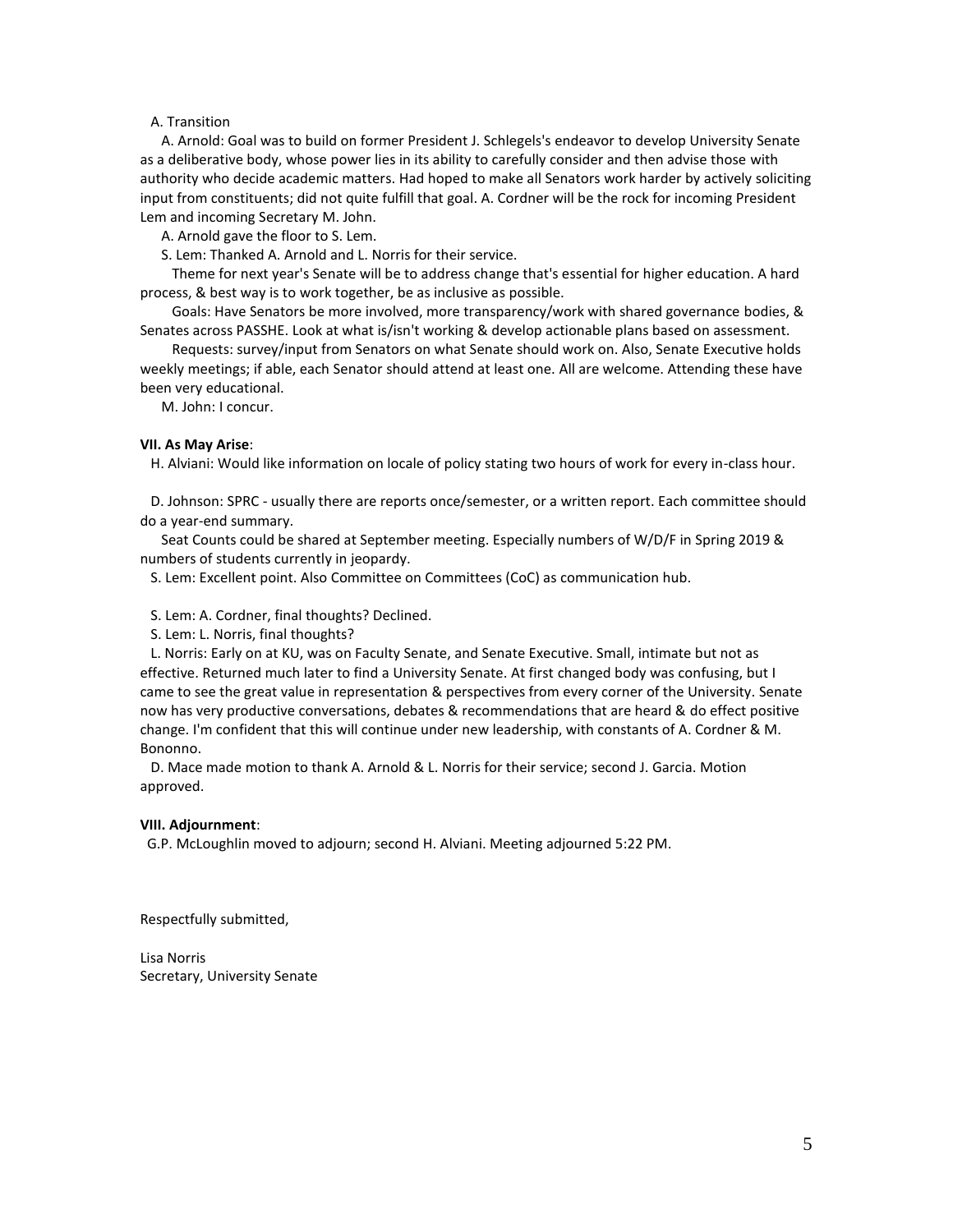A. Transition

A. Arnold: Goal was to build on former President J. Schlegels's endeavor to develop University Senate as a deliberative body, whose power lies in its ability to carefully consider and then advise those with authority who decide academic matters. Had hoped to make all Senators work harder by actively soliciting input from constituents; did not quite fulfill that goal. A. Cordner will be the rock for incoming President Lem and incoming Secretary M. John.

A. Arnold gave the floor to S. Lem.

S. Lem: Thanked A. Arnold and L. Norris for their service.

Theme for next year's Senate will be to address change that's essential for higher education. A hard process, & best way is to work together, be as inclusive as possible.

Goals: Have Senators be more involved, more transparency/work with shared governance bodies, & Senates across PASSHE. Look at what is/isn't working & develop actionable plans based on assessment.

Requests: survey/input from Senators on what Senate should work on. Also, Senate Executive holds weekly meetings; if able, each Senator should attend at least one. All are welcome. Attending these have been very educational.

M. John: I concur.

**VII. As May Arise**:

H. Alviani: Would like information on locale of policy stating two hours of work for every in-class hour.

D. Johnson: SPRC - usually there are reports once/semester, or a written report. Each committee should do a year-end summary.

Seat Counts could be shared at September meeting. Especially numbers of W/D/F in Spring 2019 & numbers of students currently in jeopardy.

S. Lem: Excellent point. Also Committee on Committees (CoC) as communication hub.

S. Lem: A. Cordner, final thoughts? Declined.

S. Lem: L. Norris, final thoughts?

L. Norris: Early on at KU, was on Faculty Senate, and Senate Executive. Small, intimate but not as effective. Returned much later to find a University Senate. At first changed body was confusing, but I came to see the great value in representation & perspectives from every corner of the University. Senate now has very productive conversations, debates & recommendations that are heard & do effect positive change. I'm confident that this will continue under new leadership, with constants of A. Cordner & M. Bononno.

D. Mace made motion to thank A. Arnold & L. Norris for their service; second J. Garcia. Motion approved.

**VIII. Adjournment**:

G.P. McLoughlin moved to adjourn; second H. Alviani. Meeting adjourned 5:22 PM.

Respectfully submitted,

Lisa Norris
Secretary, University Senate